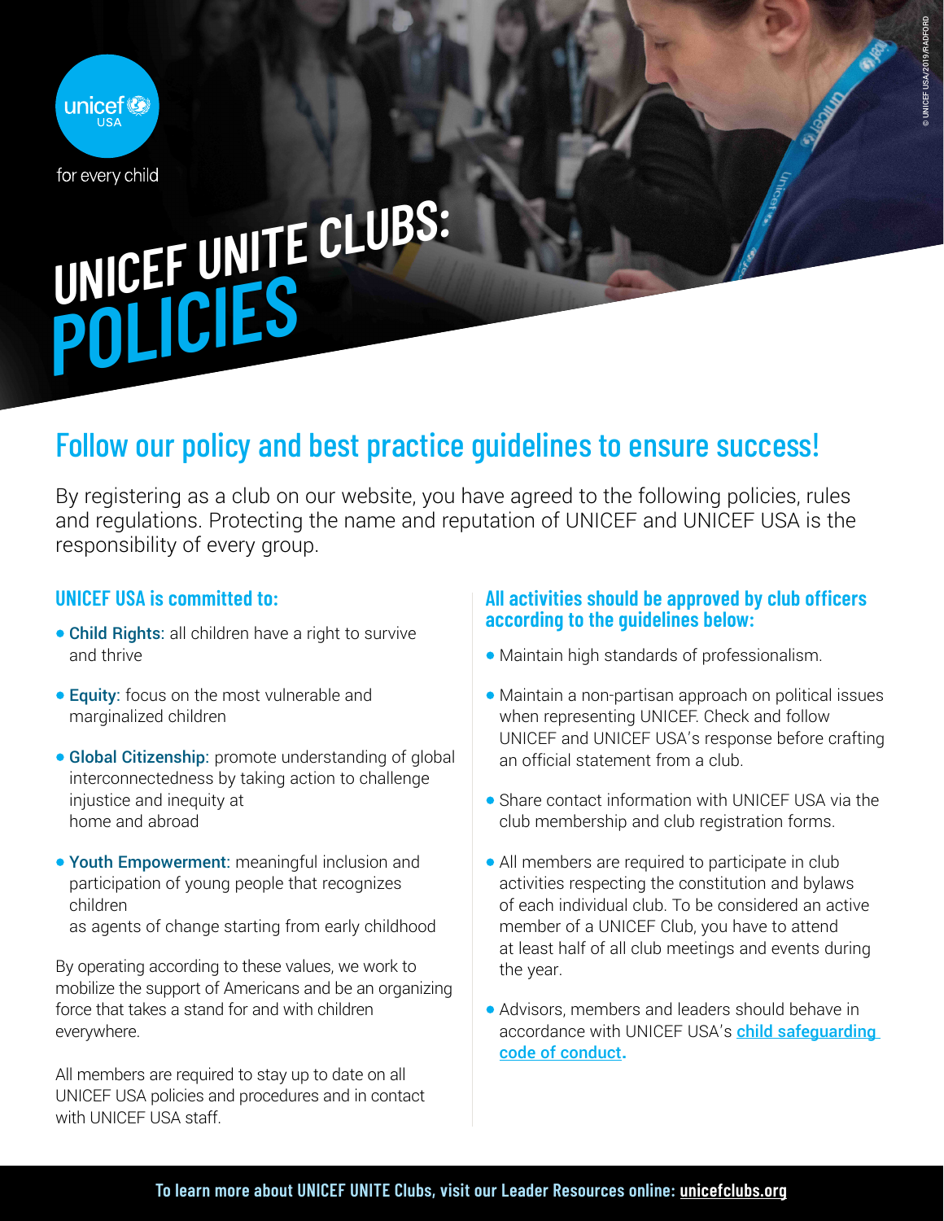unicef USA

for every child

# UNICEF UNITE CLUBS: POLICIES

## Follow our policy and best practice guidelines to ensure success!

By registering as a club on our website, you have agreed to the following policies, rules and regulations. Protecting the name and reputation of UNICEF and UNICEF USA is the responsibility of every group.

### UNICEF USA is committed to:

- **Child Rights:** all children have a right to survive and thrive
- **Equity:** focus on the most vulnerable and marginalized children
- **Global Citizenship:** promote understanding of global interconnectedness by taking action to challenge injustice and inequity at home and abroad
- **Youth Empowerment:** meaningful inclusion and participation of young people that recognizes children as agents of change starting from early childhood

By operating according to these values, we work to mobilize the support of Americans and be an organizing force that takes a stand for and with children everywhere.

All members are required to stay up to date on all UNICEF USA policies and procedures and in contact with UNICEF USA staff.

### All activities should be approved by club officers according to the guidelines below:

- Maintain high standards of professionalism.
- Maintain a non-partisan approach on political issues when representing UNICEF. Check and follow UNICEF and UNICEF USA's response before crafting an official statement from a club.
- Share contact information with UNICEF USA via the club membership and club registration forms.
- All members are required to participate in club activities respecting the constitution and bylaws of each individual club. To be considered an active member of a UNICEF Club, you have to attend at least half of all club meetings and events during the year.
- Advisors, members and leaders should behave in accordance with UNICEF USA's child safeguarding code of conduct.

**To learn more about UNICEF UNITE Clubs, visit our Leader Resources online: unicefclubs.org**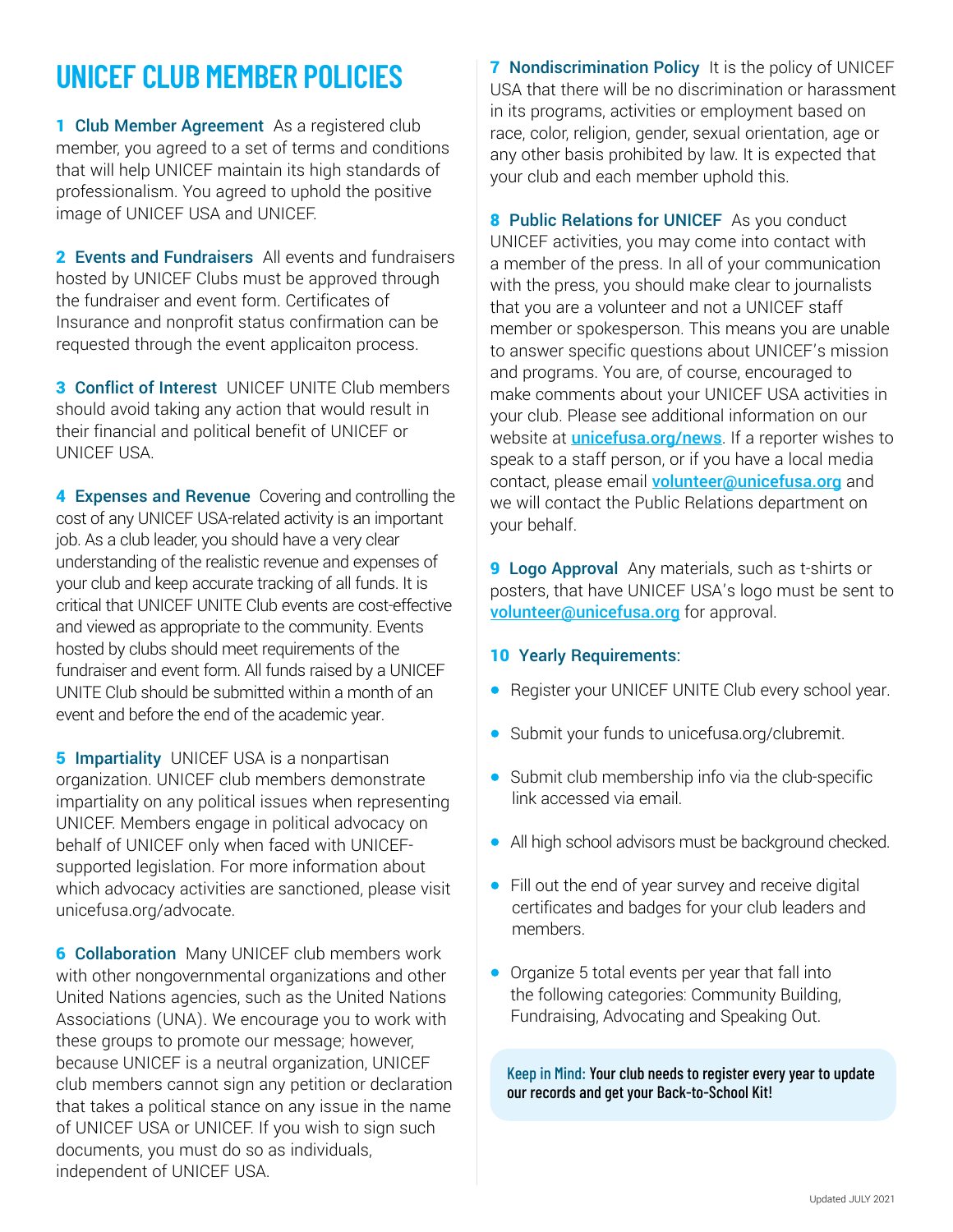# UNICEF CLUB MEMBER POLICIES

**1 Club Member Agreement** As a registered club member, you agreed to a set of terms and conditions that will help UNICEF maintain its high standards of professionalism. You agreed to uphold the positive image of UNICEF USA and UNICEF.

**2 Events and Fundraisers** All events and fundraisers hosted by UNICEF Clubs must be approved through the fundraiser and event form. Certificates of Insurance and nonprofit status confirmation can be requested through the event applicaiton process.

**3 Conflict of Interest** UNICEF UNITE Club members should avoid taking any action that would result in their financial and political benefit of UNICEF or UNICEF USA.

**4 Expenses and Revenue** Covering and controlling the cost of any UNICEF USA-related activity is an important job. As a club leader, you should have a very clear understanding of the realistic revenue and expenses of your club and keep accurate tracking of all funds. It is critical that UNICEF UNITE Club events are cost-effective and viewed as appropriate to the community. Events hosted by clubs should meet requirements of the fundraiser and event form. All funds raised by a UNICEF UNITE Club should be submitted within a month of an event and before the end of the academic year.

**5 Impartiality** UNICEF USA is a nonpartisan organization. UNICEF club members demonstrate impartiality on any political issues when representing UNICEF. Members engage in political advocacy on behalf of UNICEF only when faced with UNICEF-supported legislation. For more information about which advocacy activities are sanctioned, please visit unicefusa.org/advocate.

**6 Collaboration** Many UNICEF club members work with other nongovernmental organizations and other United Nations agencies, such as the United Nations Associations (UNA). We encourage you to work with these groups to promote our message; however, because UNICEF is a neutral organization, UNICEF club members cannot sign any petition or declaration that takes a political stance on any issue in the name of UNICEF USA or UNICEF. If you wish to sign such documents, you must do so as individuals, independent of UNICEF USA.

**7 Nondiscrimination Policy** It is the policy of UNICEF USA that there will be no discrimination or harassment in its programs, activities or employment based on race, color, religion, gender, sexual orientation, age or any other basis prohibited by law. It is expected that your club and each member uphold this.

**8 Public Relations for UNICEF** As you conduct UNICEF activities, you may come into contact with a member of the press. In all of your communication with the press, you should make clear to journalists that you are a volunteer and not a UNICEF staff member or spokesperson. This means you are unable to answer specific questions about UNICEF's mission and programs. You are, of course, encouraged to make comments about your UNICEF USA activities in your club. Please see additional information on our website at [unicefusa.org/news](unicefusa.org/news). If a reporter wishes to speak to a staff person, or if you have a local media contact, please email [volunteer@unicefusa.org](mailto:volunteer@unicefusa.org) and we will contact the Public Relations department on your behalf.

**9 Logo Approval** Any materials, such as t-shirts or posters, that have UNICEF USA's logo must be sent to [volunteer@unicefusa.org](mailto:volunteer@unicefusa.org) for approval.

**10 Yearly Requirements:**

- Register your UNICEF UNITE Club every school year.
- Submit your funds to unicefusa.org/clubremit.
- Submit club membership info via the club-specific link accessed via email.
- All high school advisors must be background checked.
- Fill out the end of year survey and receive digital certificates and badges for your club leaders and members.
- Organize 5 total events per year that fall into the following categories: Community Building, Fundraising, Advocating and Speaking Out.

Keep in Mind: **Your club needs to register every year to update our records and get your Back-to-School Kit!**

Updated JULY 2021